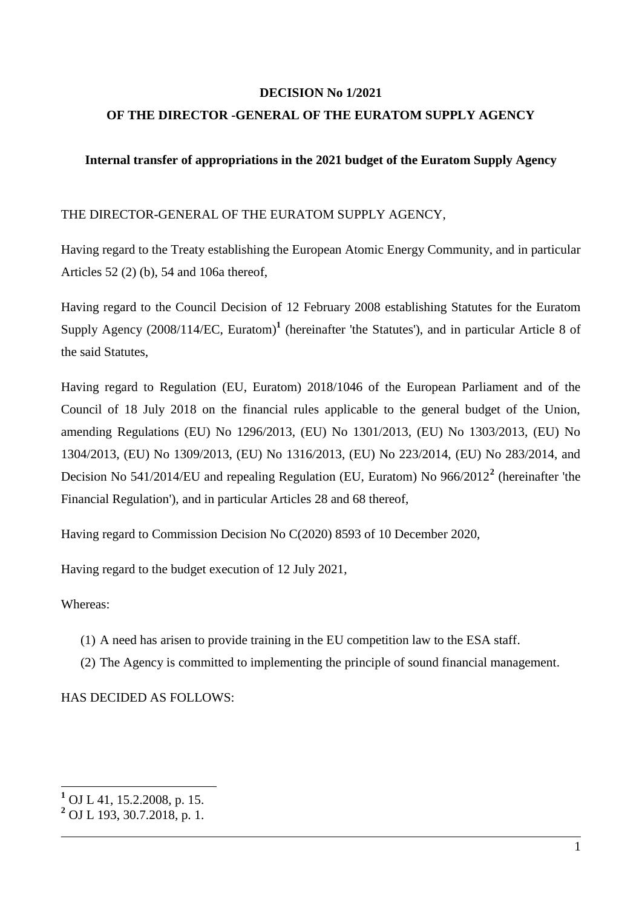**DECISION No 1/2021**

**OF THE DIRECTOR -GENERAL OF THE EURATOM SUPPLY AGENCY**

**Internal transfer of appropriations in the 2021 budget of the Euratom Supply Agency**

THE DIRECTOR-GENERAL OF THE EURATOM SUPPLY AGENCY,

Having regard to the Treaty establishing the European Atomic Energy Community, and in particular Articles 52 (2) (b), 54 and 106a thereof,

Having regard to the Council Decision of 12 February 2008 establishing Statutes for the Euratom Supply Agency (2008/114/EC, Euratom)[1] (hereinafter 'the Statutes'), and in particular Article 8 of the said Statutes,

Having regard to Regulation (EU, Euratom) 2018/1046 of the European Parliament and of the Council of 18 July 2018 on the financial rules applicable to the general budget of the Union, amending Regulations (EU) No 1296/2013, (EU) No 1301/2013, (EU) No 1303/2013, (EU) No 1304/2013, (EU) No 1309/2013, (EU) No 1316/2013, (EU) No 223/2014, (EU) No 283/2014, and Decision No 541/2014/EU and repealing Regulation (EU, Euratom) No 966/2012[2] (hereinafter 'the Financial Regulation'), and in particular Articles 28 and 68 thereof,

Having regard to Commission Decision No C(2020) 8593 of 10 December 2020,

Having regard to the budget execution of 12 July 2021,

Whereas:

(1) A need has arisen to provide training in the EU competition law to the ESA staff.

(2) The Agency is committed to implementing the principle of sound financial management.

HAS DECIDED AS FOLLOWS:

---

[1] OJ L 41, 15.2.2008, p. 15.

[2] OJ L 193, 30.7.2018, p. 1.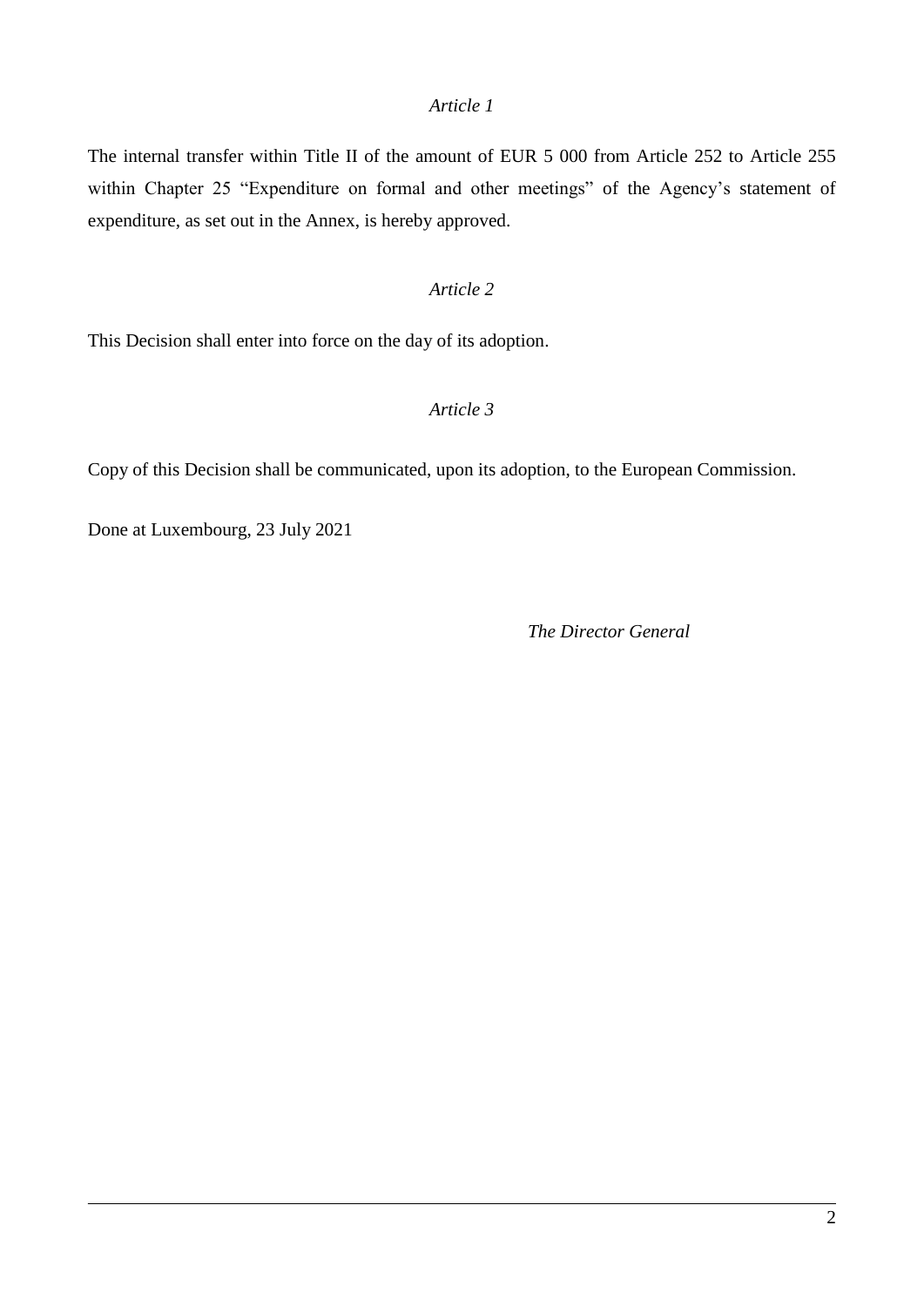*Article 1*

The internal transfer within Title II of the amount of EUR 5 000 from Article 252 to Article 255 within Chapter 25 “Expenditure on formal and other meetings” of the Agency’s statement of expenditure, as set out in the Annex, is hereby approved.

*Article 2*

This Decision shall enter into force on the day of its adoption.

*Article 3*

Copy of this Decision shall be communicated, upon its adoption, to the European Commission.

Done at Luxembourg, 23 July 2021

*The Director General*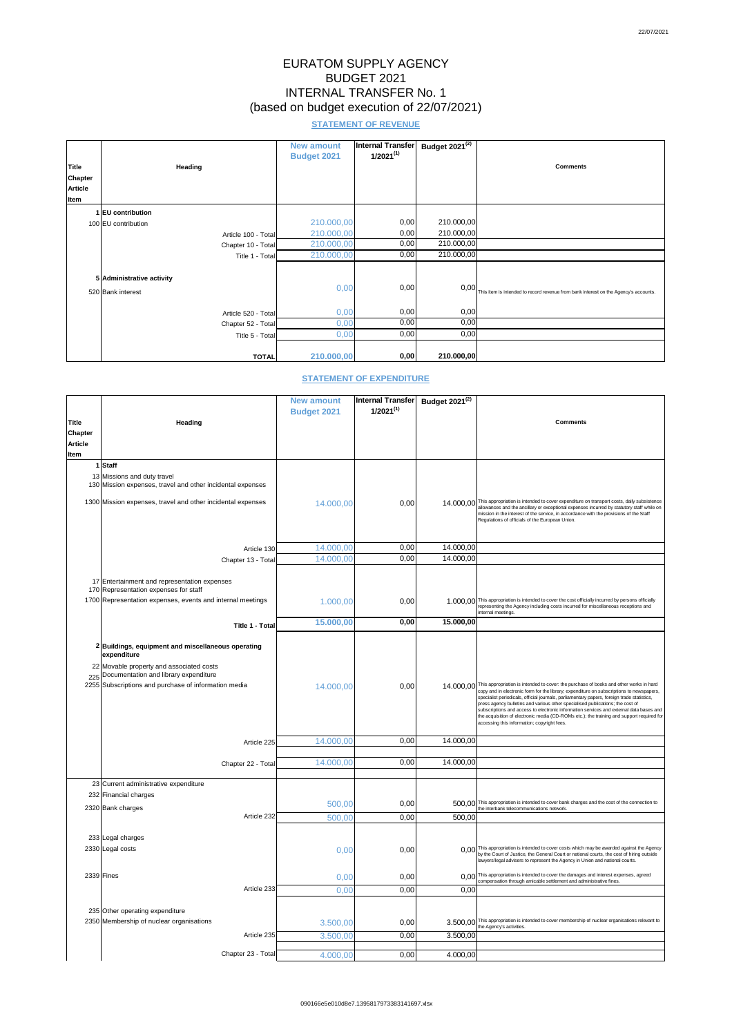# EURATOM SUPPLY AGENCY
# BUDGET 2021
# INTERNAL TRANSFER No. 1
# (based on budget execution of 22/07/2021)

## STATEMENT OF REVENUE

| Title Chapter Article Item | Heading | New amount Budget 2021 | Internal Transfer 1/2021[1] | Budget 2021[2] | Comments |
|---|---|---|---|---|---|
| 1 | EU contribution | | | | |
| 100 | EU contribution | 210.000,00 | 0,00 | 210.000,00 | |
| | Article 100 - Total | 210.000,00 | 0,00 | 210.000,00 | |
| | Chapter 10 - Total | 210.000,00 | 0,00 | 210.000,00 | |
| | Title 1 - Total | 210.000,00 | 0,00 | 210.000,00 | |
| 5 | Administrative activity | | | | |
| 520 | Bank interest | 0,00 | 0,00 | 0,00 | This item is intended to record revenue from bank interest on the Agency's accounts. |
| | Article 520 - Total | 0,00 | 0,00 | 0,00 | |
| | Chapter 52 - Total | 0,00 | 0,00 | 0,00 | |
| | Title 5 - Total | 0,00 | 0,00 | 0,00 | |
| | TOTAL | 210.000,00 | 0,00 | 210.000,00 | |

## STATEMENT OF EXPENDITURE

| Title Chapter Article Item | Heading | New amount Budget 2021 | Internal Transfer 1/2021[1] | Budget 2021[2] | Comments |
|---|---|---|---|---|---|
| 1 | Staff | | | | |
| 13 | Missions and duty travel | | | | |
| 130 | Mission expenses, travel and other incidental expenses | | | | |
| 1300 | Mission expenses, travel and other incidental expenses | 14.000,00 | 0,00 | 14.000,00 | This appropriation is intended to cover expenditure on transport costs, daily subsistence allowances and the ancillary or exceptional expenses incurred by statutory staff while on mission in the interest of the service, in accordance with the provisions of the Staff Regulations of officials of the European Union. |
| | Article 130 | 14.000,00 | 0,00 | 14.000,00 | |
| | Chapter 13 - Total | 14.000,00 | 0,00 | 14.000,00 | |
| 17 | Entertainment and representation expenses | | | | |
| 170 | Representation expenses for staff | | | | |
| 1700 | Representation expenses, events and internal meetings | 1.000,00 | 0,00 | 1.000,00 | This appropriation is intended to cover the cost officially incurred by persons officially representing the Agency including costs incurred for miscellaneous receptions and internal meetings. |
| | **Title 1 - Total** | **15.000,00** | **0,00** | **15.000,00** | |
| 2 | Buildings, equipment and miscellaneous operating expenditure | | | | |
| 22 | Movable property and associated costs | | | | |
| 225 | Documentation and library expenditure | | | | |
| 2255 | Subscriptions and purchase of information media | 14.000,00 | 0,00 | 14.000,00 | This appropriation is intended to cover: the purchase of books and other works in hard copy and in electronic form for the library; expenditure on subscriptions to newspapers, specialist periodicals, official journals, parliamentary papers, foreign trade statistics, press agency bulletins and various other specialised publications; the cost of subscriptions and access to electronic information services and external data bases and the acquisition of electronic media (CD-ROMs etc.); the training and support required for accessing this information; copyright fees. |
| | Article 225 | 14.000,00 | 0,00 | 14.000,00 | |
| | Chapter 22 - Total | 14.000,00 | 0,00 | 14.000,00 | |
| 23 | Current administrative expenditure | | | | |
| 232 | Financial charges | | | | |
| 2320 | Bank charges | 500,00 | 0,00 | 500,00 | This appropriation is intended to cover bank charges and the cost of the connection to the interbank telecommunications network. |
| | Article 232 | 500,00 | 0,00 | 500,00 | |
| 233 | Legal charges | | | | |
| 2330 | Legal costs | 0,00 | 0,00 | 0,00 | This appropriation is intended to cover costs which may be awarded against the Agency by the Court of Justice, the General Court or national courts, the cost of hiring outside lawyers/legal advisers to represent the Agency in Union and national courts. |
| 2339 | Fines | 0,00 | 0,00 | 0,00 | This appropriation is intended to cover the damages and interest expenses, agreed compensation through amicable settlement and administrative fines. |
| | Article 233 | 0,00 | 0,00 | 0,00 | |
| 235 | Other operating expenditure | | | | |
| 2350 | Membership of nuclear organisations | 3.500,00 | 0,00 | 3.500,00 | This appropriation is intended to cover membership of nuclear organisations relevant to the Agency's activities. |
| | Article 235 | 3.500,00 | 0,00 | 3.500,00 | |
| | Chapter 23 - Total | 4.000,00 | 0,00 | 4.000,00 | |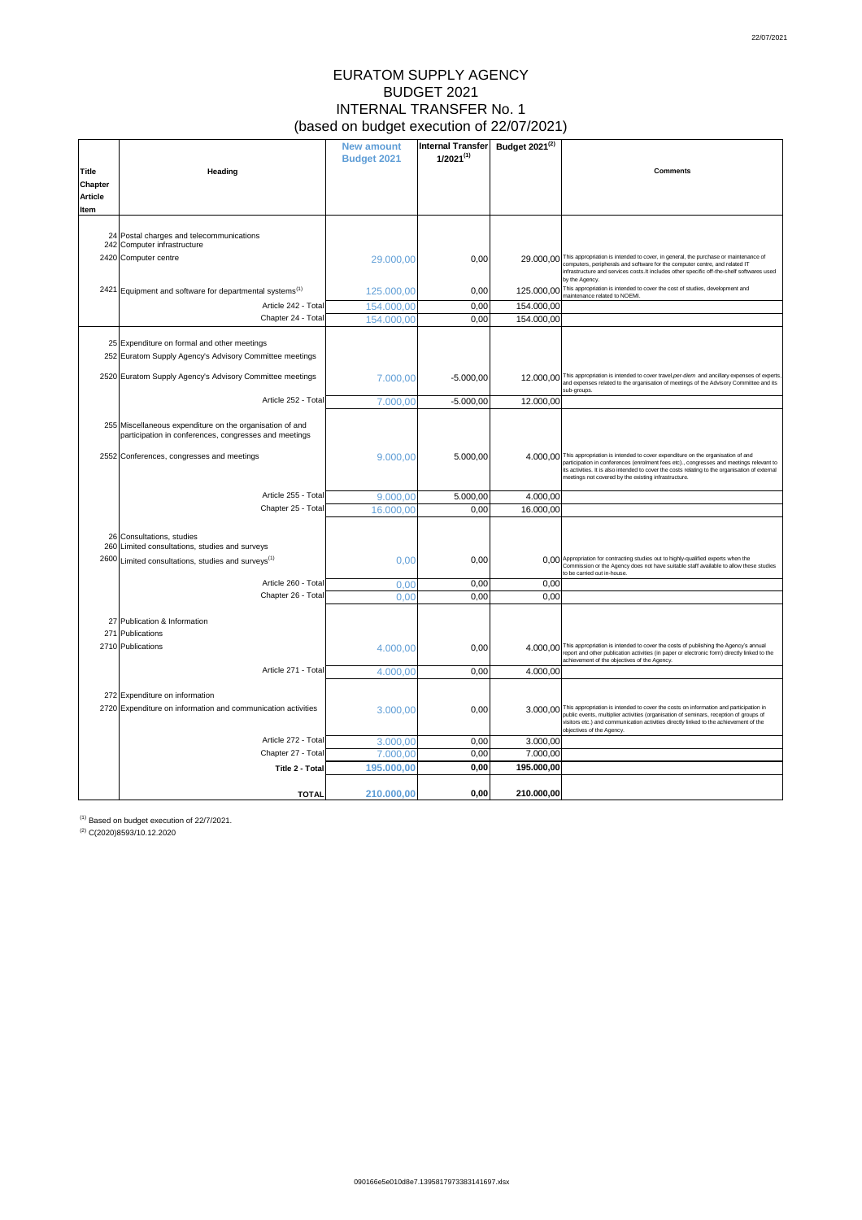# EURATOM SUPPLY AGENCY
# BUDGET 2021
# INTERNAL TRANSFER No. 1
# (based on budget execution of 22/07/2021)

| Title Chapter Article Item | Heading | New amount Budget 2021 | Internal Transfer 1/2021[1] | Budget 2021[2] | Comments |
|---|---|---|---|---|---|
| 24 | Postal charges and telecommunications | | | | |
| 242 | Computer infrastructure | | | | |
| 2420 | Computer centre | 29.000,00 | 0,00 | 29.000,00 | This appropriation is intended to cover, in general, the purchase or maintenance of computers, peripherals and software for the computer centre, and related IT infrastructure and services costs.It includes other specific off-the-shelf softwares used by the Agency. |
| 2421 | Equipment and software for departmental systems[1] | 125.000,00 | 0,00 | 125.000,00 | This appropriation is intended to cover the cost of studies, development and maintenance related to NOEMI. |
| | Article 242 - Total | 154.000,00 | 0,00 | 154.000,00 | |
| | Chapter 24 - Total | 154.000,00 | 0,00 | 154.000,00 | |
| 25 | Expenditure on formal and other meetings | | | | |
| 252 | Euratom Supply Agency's Advisory Committee meetings | | | | |
| 2520 | Euratom Supply Agency's Advisory Committee meetings | 7.000,00 | -5.000,00 | 12.000,00 | This appropriation is intended to cover travel,*per-diem* and ancillary expenses of experts, and expenses related to the organisation of meetings of the Advisory Committee and its sub-groups. |
| | Article 252 - Total | 7.000,00 | -5.000,00 | 12.000,00 | |
| 255 | Miscellaneous expenditure on the organisation of and participation in conferences, congresses and meetings | | | | |
| 2552 | Conferences, congresses and meetings | 9.000,00 | 5.000,00 | 4.000,00 | This appropriation is intended to cover expenditure on the organisation of and participation in conferences (enrolment fees etc)., congresses and meetings relevant to its activities. It is also intended to cover the costs relating to the organisation of external meetings not covered by the existing infrastructure. |
| | Article 255 - Total | 9.000,00 | 5.000,00 | 4.000,00 | |
| | Chapter 25 - Total | 16.000,00 | 0,00 | 16.000,00 | |
| 26 | Consultations, studies | | | | |
| 260 | Limited consultations, studies and surveys | | | | |
| 2600 | Limited consultations, studies and surveys[1] | 0,00 | 0,00 | 0,00 | Appropriation for contracting studies out to highly-qualified experts when the Commission or the Agency does not have suitable staff available to allow these studies to be carried out in-house. |
| | Article 260 - Total | 0,00 | 0,00 | 0,00 | |
| | Chapter 26 - Total | 0,00 | 0,00 | 0,00 | |
| 27 | Publication & Information | | | | |
| 271 | Publications | | | | |
| 2710 | Publications | 4.000,00 | 0,00 | 4.000,00 | This appropriation is intended to cover the costs of publishing the Agency's annual report and other publication activities (in paper or electronic form) directly linked to the achievement of the objectives of the Agency. |
| | Article 271 - Total | 4.000,00 | 0,00 | 4.000,00 | |
| 272 | Expenditure on information | | | | |
| 2720 | Expenditure on information and communication activities | 3.000,00 | 0,00 | 3.000,00 | This appropriation is intended to cover the costs on information and participation in public events, multiplier activities (organisation of seminars, reception of groups of visitors etc.) and communication activities directly linked to the achievement of the objectives of the Agency. |
| | Article 272 - Total | 3.000,00 | 0,00 | 3.000,00 | |
| | Chapter 27 - Total | 7.000,00 | 0,00 | 7.000,00 | |
| | **Title 2 - Total** | **195.000,00** | **0,00** | **195.000,00** | |
| | **TOTAL** | **210.000,00** | **0,00** | **210.000,00** | |

[1] Based on budget execution of 22/7/2021.

[2] C(2020)8593/10.12.2020